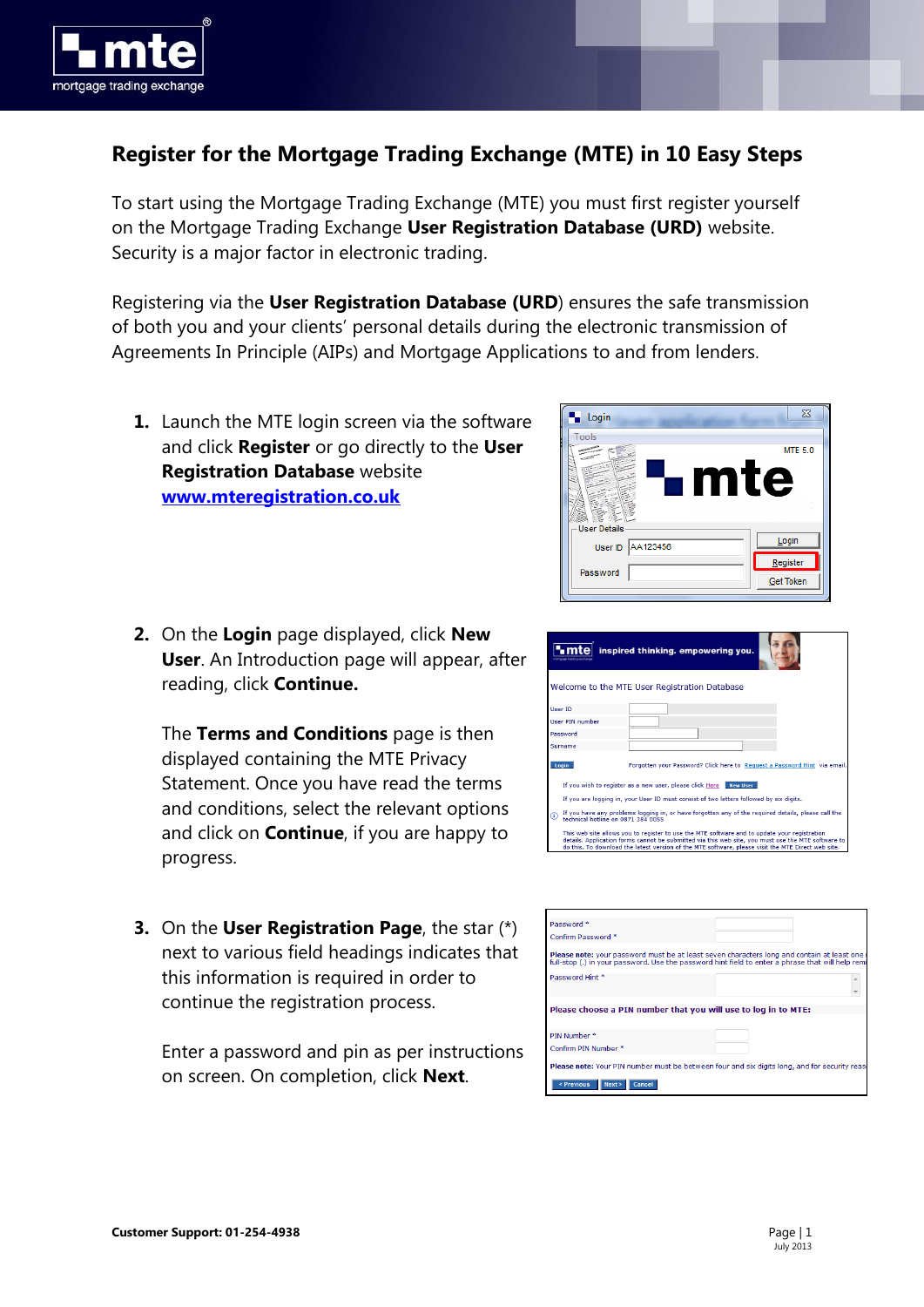# Register for the Mortgage Trading Exchange (MTE) in 10 Easy Steps

To start using the Mortgage Trading Exchange (MTE) you must first register yourself on the Mortgage Trading Exchange **User Registration Database (URD)** website. Security is a major factor in electronic trading.

Registering via the **User Registration Database (URD**) ensures the safe transmission of both you and your clients' personal details during the electronic transmission of Agreements In Principle (AIPs) and Mortgage Applications to and from lenders.

1. Launch the MTE login screen via the software and click **Register** or go directly to the **User Registration Database** website **www.mteregistration.co.uk**

2. On the **Login** page displayed, click **New User**. An Introduction page will appear, after reading, click **Continue.**

   The **Terms and Conditions** page is then displayed containing the MTE Privacy Statement. Once you have read the terms and conditions, select the relevant options and click on **Continue**, if you are happy to progress.

3. On the **User Registration Page**, the star (*) next to various field headings indicates that this information is required in order to continue the registration process.

   Enter a password and pin as per instructions on screen. On completion, click **Next**.

**Customer Support: 01-254-4938**

July 2013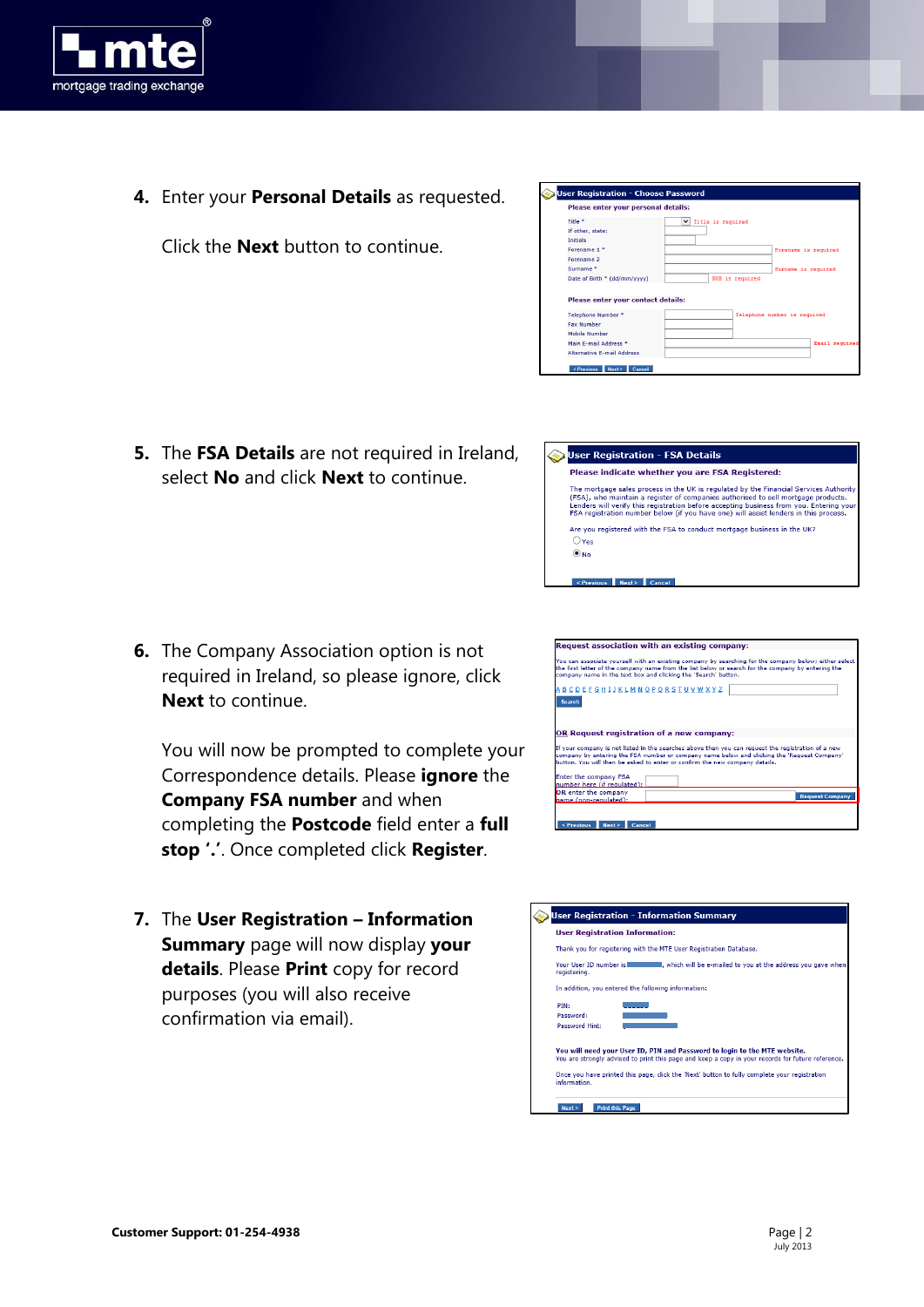4. Enter your **Personal Details** as requested.

   Click the **Next** button to continue.

5. The **FSA Details** are not required in Ireland, select **No** and click **Next** to continue.

6. The Company Association option is not required in Ireland, so please ignore, click **Next** to continue.

   You will now be prompted to complete your Correspondence details. Please **ignore** the **Company FSA number** and when completing the **Postcode** field enter a **full stop '.'**. Once completed click **Register**.

7. The **User Registration – Information Summary** page will now display **your details**. Please **Print** copy for record purposes (you will also receive confirmation via email).

**Customer Support: 01-254-4938**

July 2013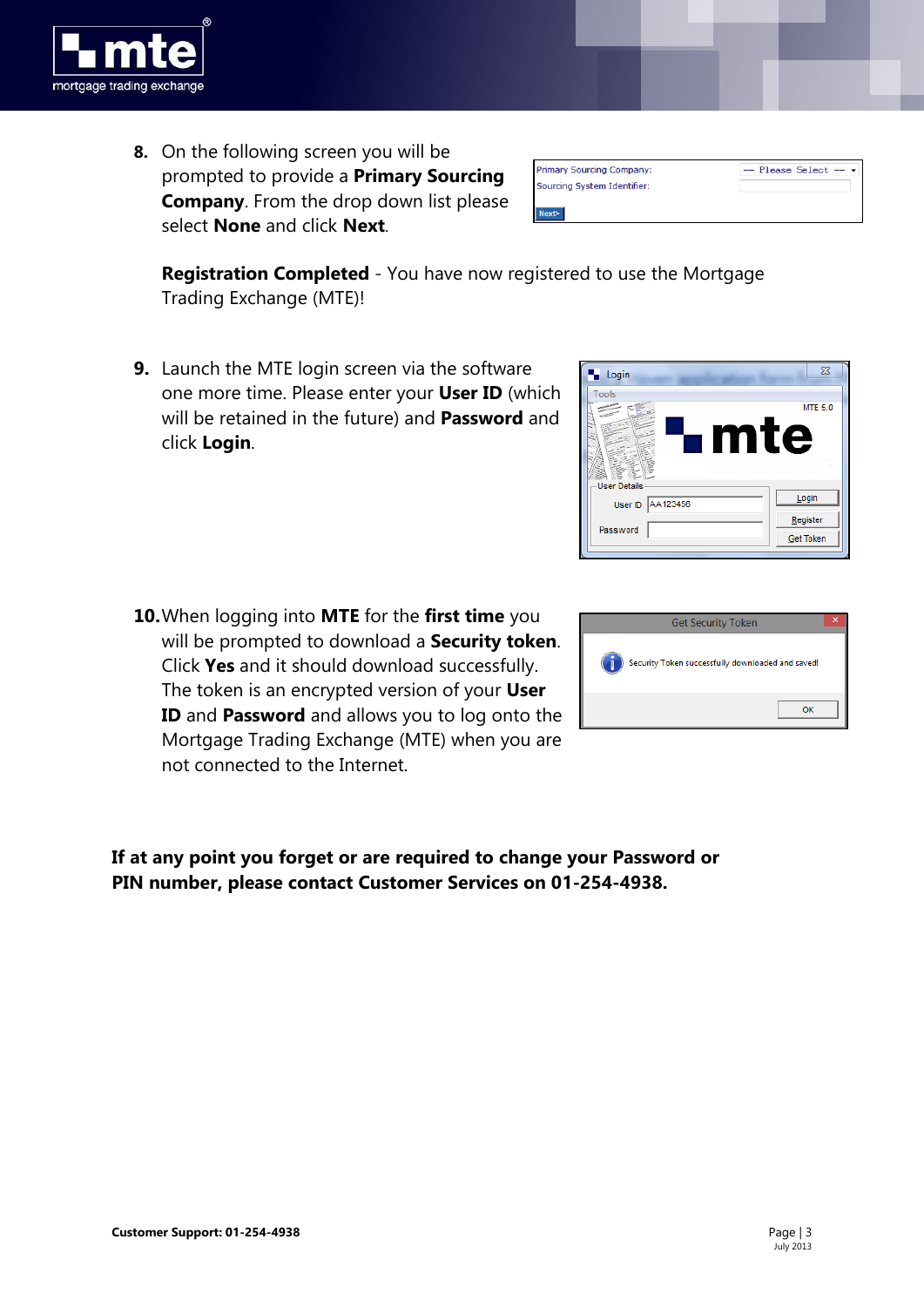8. On the following screen you will be prompted to provide a **Primary Sourcing Company**. From the drop down list please select **None** and click **Next**.

   **Registration Completed** - You have now registered to use the Mortgage Trading Exchange (MTE)!

9. Launch the MTE login screen via the software one more time. Please enter your **User ID** (which will be retained in the future) and **Password** and click **Login**.

10. When logging into **MTE** for the **first time** you will be prompted to download a **Security token**. Click **Yes** and it should download successfully. The token is an encrypted version of your **User ID** and **Password** and allows you to log onto the Mortgage Trading Exchange (MTE) when you are not connected to the Internet.

**If at any point you forget or are required to change your Password or PIN number, please contact Customer Services on 01-254-4938.**